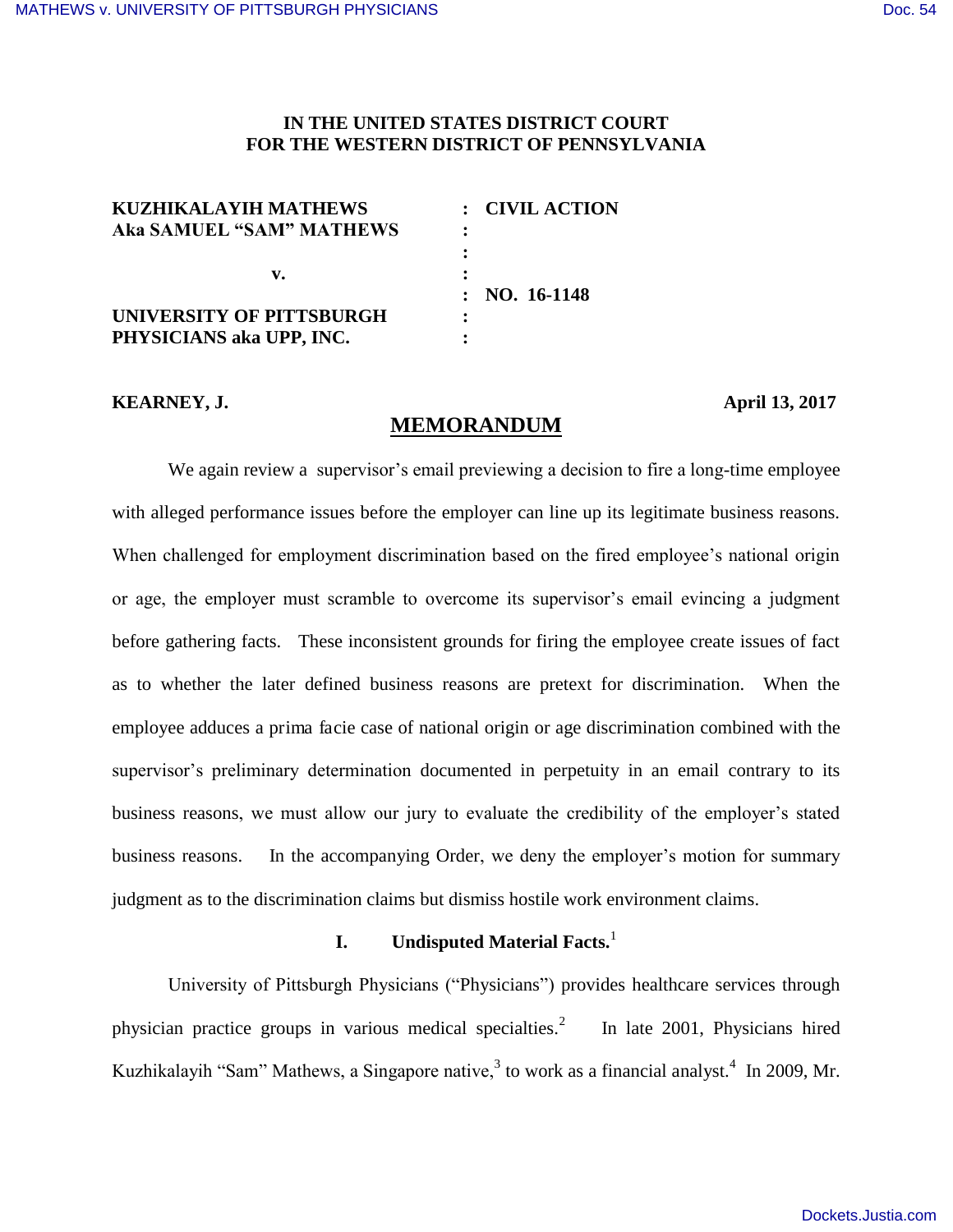**IN THE UNITED STATES DISTRICT COURT**
**FOR THE WESTERN DISTRICT OF PENNSYLVANIA**

| | | |
|---|---|---|
| **KUZHIKALAYIH MATHEWS** | : | **CIVIL ACTION** |
| **Aka SAMUEL "SAM" MATHEWS** | : | |
| | : | |
| **v.** | : | |
| | : | **NO. 16-1148** |
| **UNIVERSITY OF PITTSBURGH** | : | |
| **PHYSICIANS aka UPP, INC.** | : | |

**KEARNEY, J.** **April 13, 2017**

## MEMORANDUM

We again review a supervisor's email previewing a decision to fire a long-time employee with alleged performance issues before the employer can line up its legitimate business reasons. When challenged for employment discrimination based on the fired employee's national origin or age, the employer must scramble to overcome its supervisor's email evincing a judgment before gathering facts. These inconsistent grounds for firing the employee create issues of fact as to whether the later defined business reasons are pretext for discrimination. When the employee adduces a prima facie case of national origin or age discrimination combined with the supervisor's preliminary determination documented in perpetuity in an email contrary to its business reasons, we must allow our jury to evaluate the credibility of the employer's stated business reasons. In the accompanying Order, we deny the employer's motion for summary judgment as to the discrimination claims but dismiss hostile work environment claims.

### I. Undisputed Material Facts.[1]

University of Pittsburgh Physicians ("Physicians") provides healthcare services through physician practice groups in various medical specialties.[2] In late 2001, Physicians hired Kuzhikalayih "Sam" Mathews, a Singapore native,[3] to work as a financial analyst.[4] In 2009, Mr.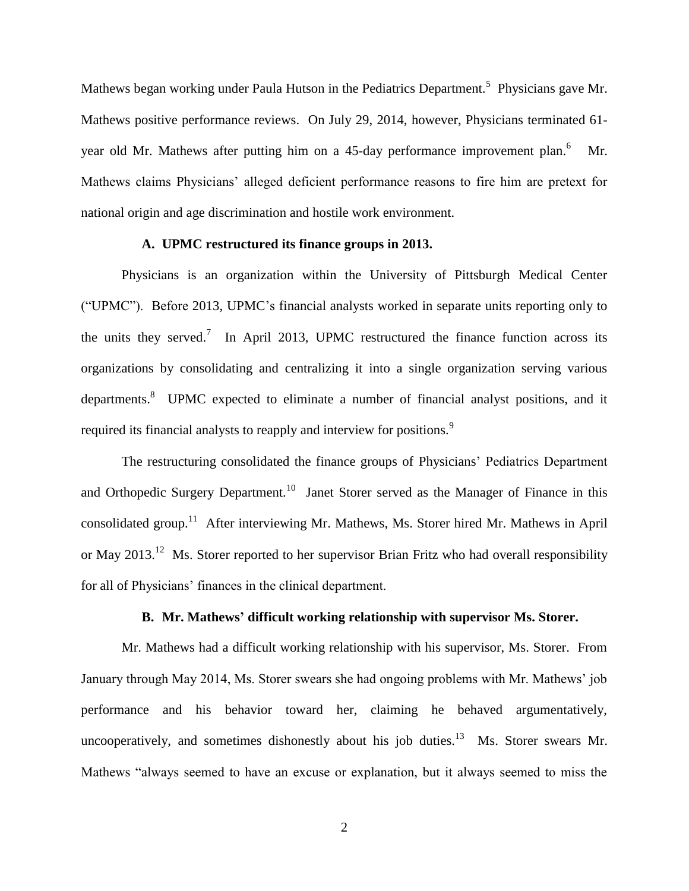Mathews began working under Paula Hutson in the Pediatrics Department.[5] Physicians gave Mr. Mathews positive performance reviews. On July 29, 2014, however, Physicians terminated 61-year old Mr. Mathews after putting him on a 45-day performance improvement plan.[6] Mr. Mathews claims Physicians' alleged deficient performance reasons to fire him are pretext for national origin and age discrimination and hostile work environment.

### A. UPMC restructured its finance groups in 2013.

Physicians is an organization within the University of Pittsburgh Medical Center ("UPMC"). Before 2013, UPMC's financial analysts worked in separate units reporting only to the units they served.[7] In April 2013, UPMC restructured the finance function across its organizations by consolidating and centralizing it into a single organization serving various departments.[8] UPMC expected to eliminate a number of financial analyst positions, and it required its financial analysts to reapply and interview for positions.[9]

The restructuring consolidated the finance groups of Physicians' Pediatrics Department and Orthopedic Surgery Department.[10] Janet Storer served as the Manager of Finance in this consolidated group.[11] After interviewing Mr. Mathews, Ms. Storer hired Mr. Mathews in April or May 2013.[12] Ms. Storer reported to her supervisor Brian Fritz who had overall responsibility for all of Physicians' finances in the clinical department.

### B. Mr. Mathews' difficult working relationship with supervisor Ms. Storer.

Mr. Mathews had a difficult working relationship with his supervisor, Ms. Storer. From January through May 2014, Ms. Storer swears she had ongoing problems with Mr. Mathews' job performance and his behavior toward her, claiming he behaved argumentatively, uncooperatively, and sometimes dishonestly about his job duties.[13] Ms. Storer swears Mr. Mathews "always seemed to have an excuse or explanation, but it always seemed to miss the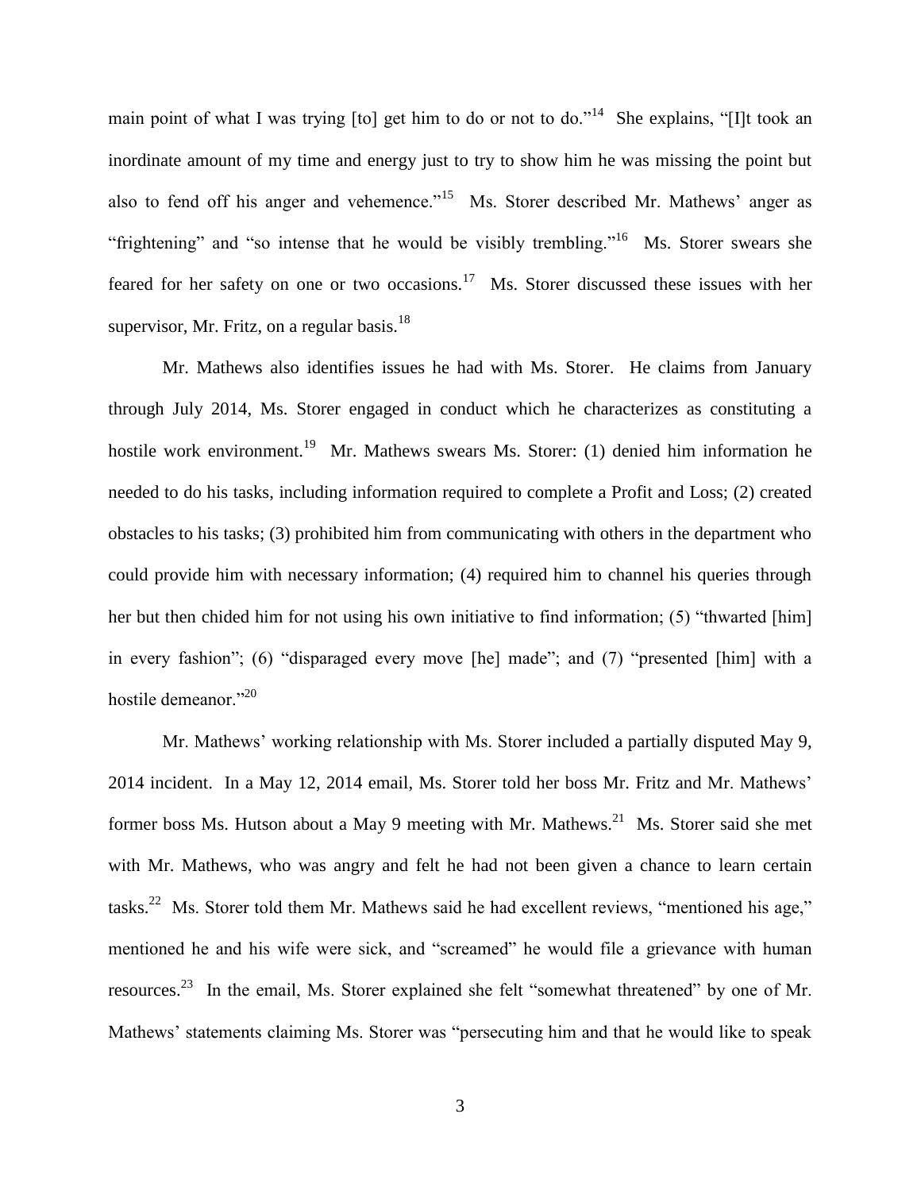main point of what I was trying [to] get him to do or not to do."[14] She explains, "[I]t took an inordinate amount of my time and energy just to try to show him he was missing the point but also to fend off his anger and vehemence."[15] Ms. Storer described Mr. Mathews' anger as "frightening" and "so intense that he would be visibly trembling."[16] Ms. Storer swears she feared for her safety on one or two occasions.[17] Ms. Storer discussed these issues with her supervisor, Mr. Fritz, on a regular basis.[18]

Mr. Mathews also identifies issues he had with Ms. Storer. He claims from January through July 2014, Ms. Storer engaged in conduct which he characterizes as constituting a hostile work environment.[19] Mr. Mathews swears Ms. Storer: (1) denied him information he needed to do his tasks, including information required to complete a Profit and Loss; (2) created obstacles to his tasks; (3) prohibited him from communicating with others in the department who could provide him with necessary information; (4) required him to channel his queries through her but then chided him for not using his own initiative to find information; (5) "thwarted [him] in every fashion"; (6) "disparaged every move [he] made"; and (7) "presented [him] with a hostile demeanor."[20]

Mr. Mathews' working relationship with Ms. Storer included a partially disputed May 9, 2014 incident. In a May 12, 2014 email, Ms. Storer told her boss Mr. Fritz and Mr. Mathews' former boss Ms. Hutson about a May 9 meeting with Mr. Mathews.[21] Ms. Storer said she met with Mr. Mathews, who was angry and felt he had not been given a chance to learn certain tasks.[22] Ms. Storer told them Mr. Mathews said he had excellent reviews, "mentioned his age," mentioned he and his wife were sick, and "screamed" he would file a grievance with human resources.[23] In the email, Ms. Storer explained she felt "somewhat threatened" by one of Mr. Mathews' statements claiming Ms. Storer was "persecuting him and that he would like to speak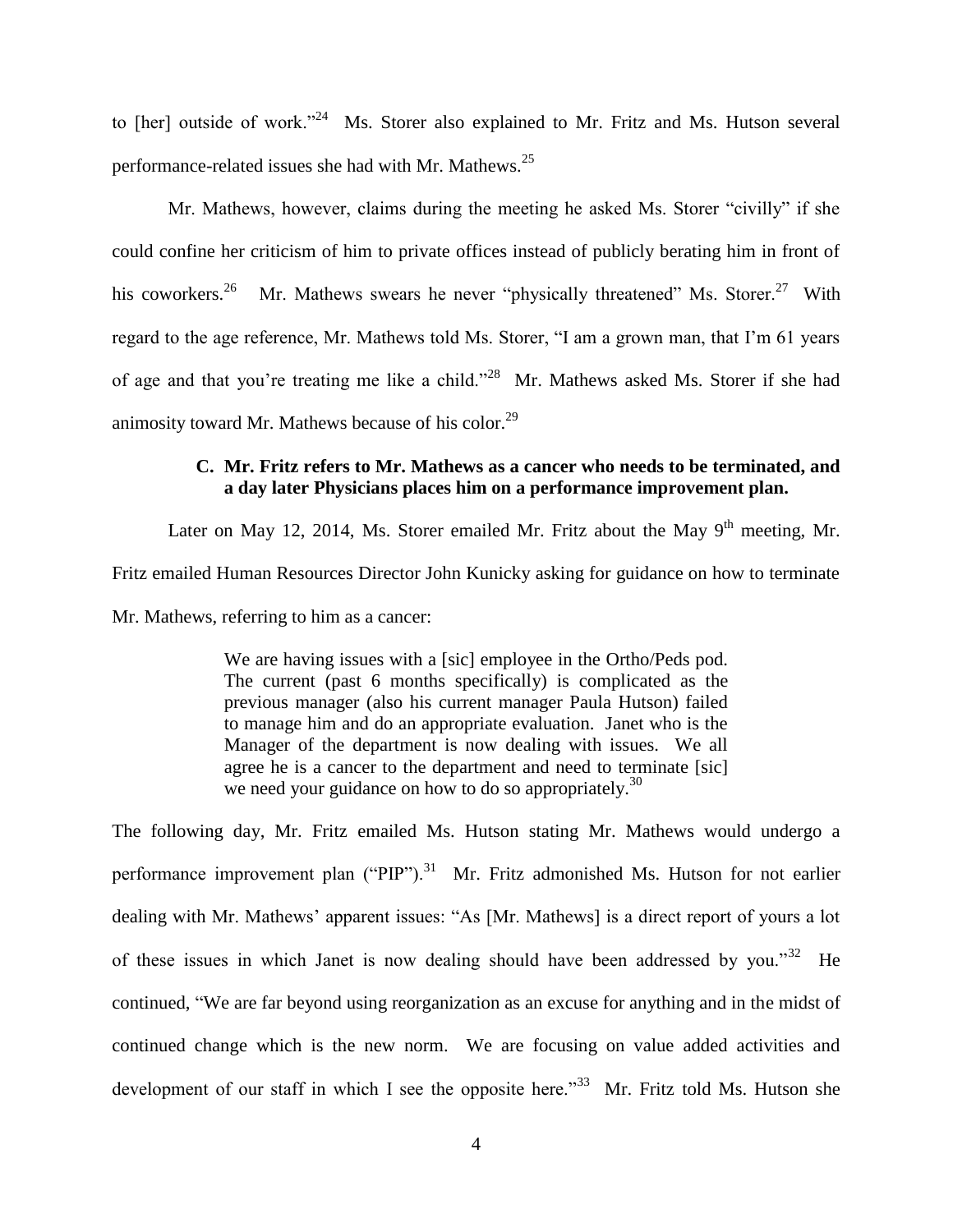to [her] outside of work."[24] Ms. Storer also explained to Mr. Fritz and Ms. Hutson several performance-related issues she had with Mr. Mathews.[25]

Mr. Mathews, however, claims during the meeting he asked Ms. Storer "civilly" if she could confine her criticism of him to private offices instead of publicly berating him in front of his coworkers.[26] Mr. Mathews swears he never "physically threatened" Ms. Storer.[27] With regard to the age reference, Mr. Mathews told Ms. Storer, "I am a grown man, that I'm 61 years of age and that you're treating me like a child."[28] Mr. Mathews asked Ms. Storer if she had animosity toward Mr. Mathews because of his color.[29]

### C. Mr. Fritz refers to Mr. Mathews as a cancer who needs to be terminated, and a day later Physicians places him on a performance improvement plan.

Later on May 12, 2014, Ms. Storer emailed Mr. Fritz about the May 9th meeting, Mr. Fritz emailed Human Resources Director John Kunicky asking for guidance on how to terminate Mr. Mathews, referring to him as a cancer:

> We are having issues with a [sic] employee in the Ortho/Peds pod. The current (past 6 months specifically) is complicated as the previous manager (also his current manager Paula Hutson) failed to manage him and do an appropriate evaluation. Janet who is the Manager of the department is now dealing with issues. We all agree he is a cancer to the department and need to terminate [sic] we need your guidance on how to do so appropriately.[30]

The following day, Mr. Fritz emailed Ms. Hutson stating Mr. Mathews would undergo a performance improvement plan ("PIP").[31] Mr. Fritz admonished Ms. Hutson for not earlier dealing with Mr. Mathews' apparent issues: "As [Mr. Mathews] is a direct report of yours a lot of these issues in which Janet is now dealing should have been addressed by you."[32] He continued, "We are far beyond using reorganization as an excuse for anything and in the midst of continued change which is the new norm. We are focusing on value added activities and development of our staff in which I see the opposite here."[33] Mr. Fritz told Ms. Hutson she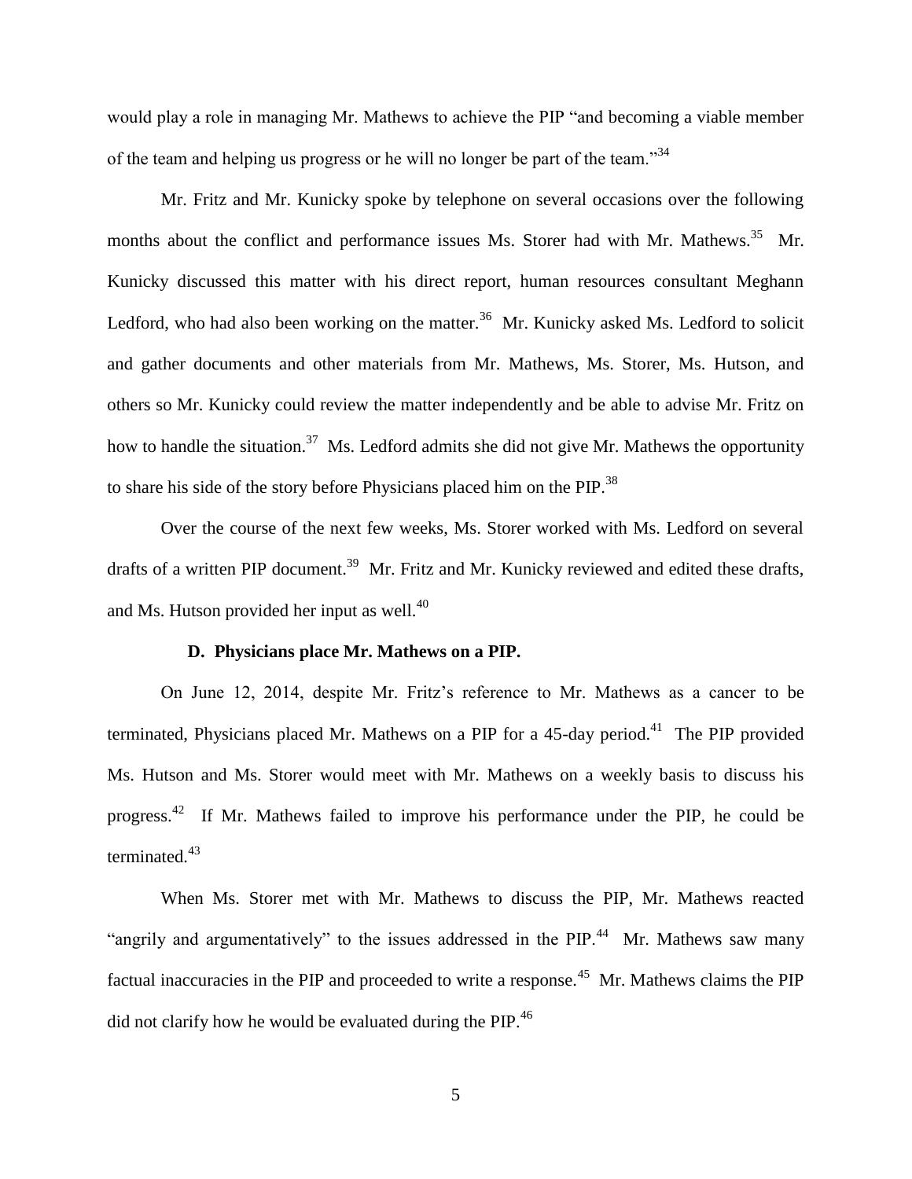would play a role in managing Mr. Mathews to achieve the PIP "and becoming a viable member of the team and helping us progress or he will no longer be part of the team."[34]

Mr. Fritz and Mr. Kunicky spoke by telephone on several occasions over the following months about the conflict and performance issues Ms. Storer had with Mr. Mathews.[35] Mr. Kunicky discussed this matter with his direct report, human resources consultant Meghann Ledford, who had also been working on the matter.[36] Mr. Kunicky asked Ms. Ledford to solicit and gather documents and other materials from Mr. Mathews, Ms. Storer, Ms. Hutson, and others so Mr. Kunicky could review the matter independently and be able to advise Mr. Fritz on how to handle the situation.[37] Ms. Ledford admits she did not give Mr. Mathews the opportunity to share his side of the story before Physicians placed him on the PIP.[38]

Over the course of the next few weeks, Ms. Storer worked with Ms. Ledford on several drafts of a written PIP document.[39] Mr. Fritz and Mr. Kunicky reviewed and edited these drafts, and Ms. Hutson provided her input as well.[40]

### D. Physicians place Mr. Mathews on a PIP.

On June 12, 2014, despite Mr. Fritz's reference to Mr. Mathews as a cancer to be terminated, Physicians placed Mr. Mathews on a PIP for a 45-day period.[41] The PIP provided Ms. Hutson and Ms. Storer would meet with Mr. Mathews on a weekly basis to discuss his progress.[42] If Mr. Mathews failed to improve his performance under the PIP, he could be terminated.[43]

When Ms. Storer met with Mr. Mathews to discuss the PIP, Mr. Mathews reacted "angrily and argumentatively" to the issues addressed in the PIP.[44] Mr. Mathews saw many factual inaccuracies in the PIP and proceeded to write a response.[45] Mr. Mathews claims the PIP did not clarify how he would be evaluated during the PIP.[46]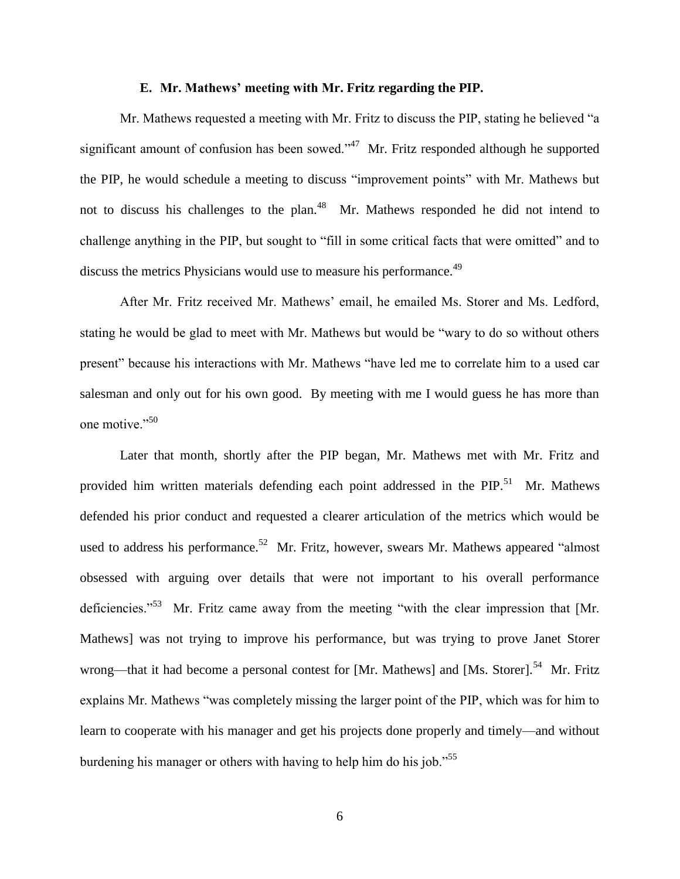### E. Mr. Mathews' meeting with Mr. Fritz regarding the PIP.

Mr. Mathews requested a meeting with Mr. Fritz to discuss the PIP, stating he believed "a significant amount of confusion has been sowed."[47] Mr. Fritz responded although he supported the PIP, he would schedule a meeting to discuss "improvement points" with Mr. Mathews but not to discuss his challenges to the plan.[48] Mr. Mathews responded he did not intend to challenge anything in the PIP, but sought to "fill in some critical facts that were omitted" and to discuss the metrics Physicians would use to measure his performance.[49]

After Mr. Fritz received Mr. Mathews' email, he emailed Ms. Storer and Ms. Ledford, stating he would be glad to meet with Mr. Mathews but would be "wary to do so without others present" because his interactions with Mr. Mathews "have led me to correlate him to a used car salesman and only out for his own good. By meeting with me I would guess he has more than one motive."[50]

Later that month, shortly after the PIP began, Mr. Mathews met with Mr. Fritz and provided him written materials defending each point addressed in the PIP.[51] Mr. Mathews defended his prior conduct and requested a clearer articulation of the metrics which would be used to address his performance.[52] Mr. Fritz, however, swears Mr. Mathews appeared "almost obsessed with arguing over details that were not important to his overall performance deficiencies."[53] Mr. Fritz came away from the meeting "with the clear impression that [Mr. Mathews] was not trying to improve his performance, but was trying to prove Janet Storer wrong—that it had become a personal contest for [Mr. Mathews] and [Ms. Storer].[54] Mr. Fritz explains Mr. Mathews "was completely missing the larger point of the PIP, which was for him to learn to cooperate with his manager and get his projects done properly and timely—and without burdening his manager or others with having to help him do his job."[55]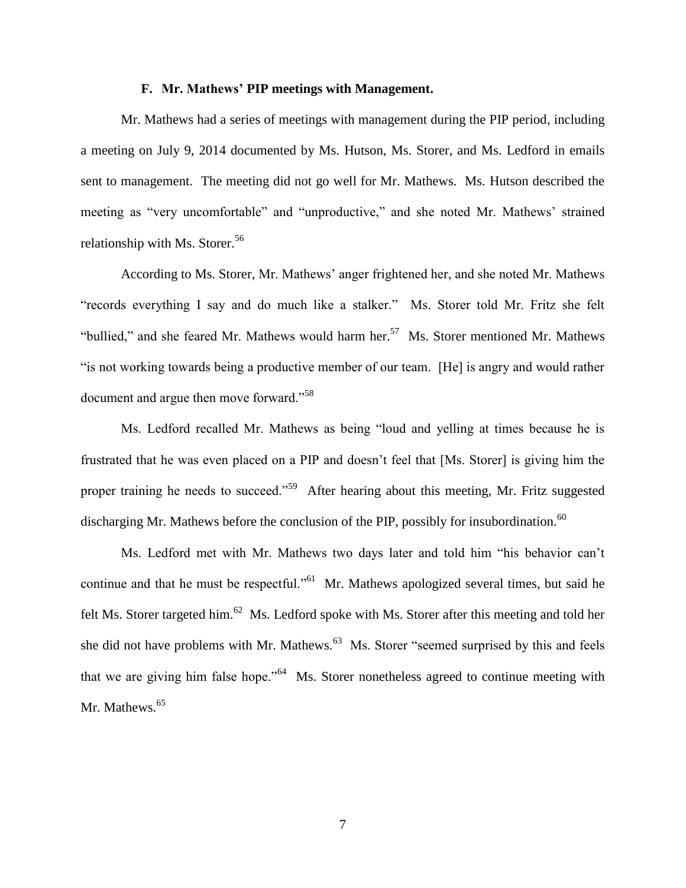### F. Mr. Mathews' PIP meetings with Management.

Mr. Mathews had a series of meetings with management during the PIP period, including a meeting on July 9, 2014 documented by Ms. Hutson, Ms. Storer, and Ms. Ledford in emails sent to management. The meeting did not go well for Mr. Mathews. Ms. Hutson described the meeting as "very uncomfortable" and "unproductive," and she noted Mr. Mathews' strained relationship with Ms. Storer.[56]

According to Ms. Storer, Mr. Mathews' anger frightened her, and she noted Mr. Mathews "records everything I say and do much like a stalker." Ms. Storer told Mr. Fritz she felt "bullied," and she feared Mr. Mathews would harm her.[57] Ms. Storer mentioned Mr. Mathews "is not working towards being a productive member of our team. [He] is angry and would rather document and argue then move forward."[58]

Ms. Ledford recalled Mr. Mathews as being "loud and yelling at times because he is frustrated that he was even placed on a PIP and doesn't feel that [Ms. Storer] is giving him the proper training he needs to succeed."[59] After hearing about this meeting, Mr. Fritz suggested discharging Mr. Mathews before the conclusion of the PIP, possibly for insubordination.[60]

Ms. Ledford met with Mr. Mathews two days later and told him "his behavior can't continue and that he must be respectful."[61] Mr. Mathews apologized several times, but said he felt Ms. Storer targeted him.[62] Ms. Ledford spoke with Ms. Storer after this meeting and told her she did not have problems with Mr. Mathews.[63] Ms. Storer "seemed surprised by this and feels that we are giving him false hope."[64] Ms. Storer nonetheless agreed to continue meeting with Mr. Mathews.[65]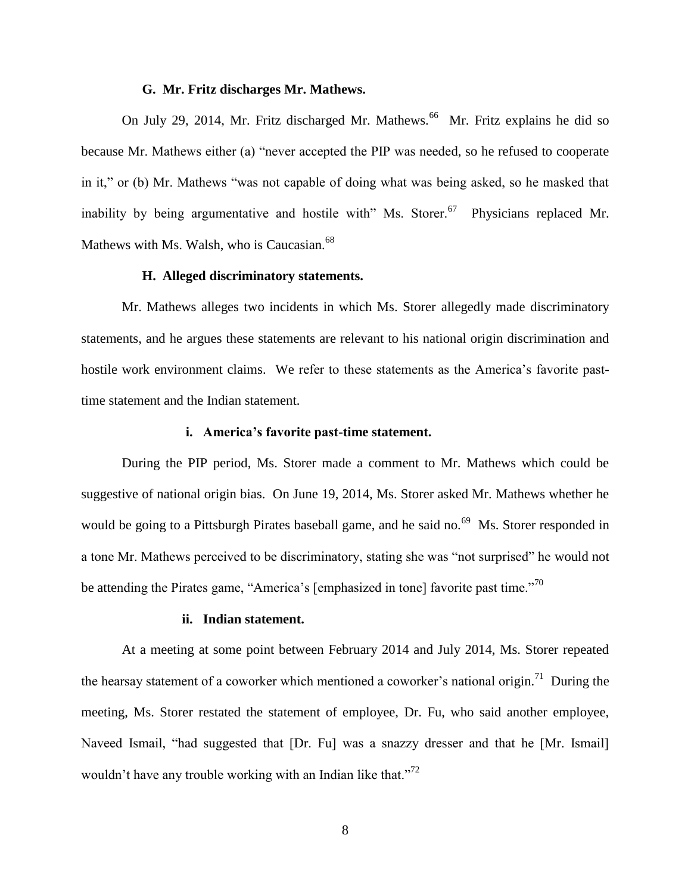### G. Mr. Fritz discharges Mr. Mathews.

On July 29, 2014, Mr. Fritz discharged Mr. Mathews.[66] Mr. Fritz explains he did so because Mr. Mathews either (a) "never accepted the PIP was needed, so he refused to cooperate in it," or (b) Mr. Mathews "was not capable of doing what was being asked, so he masked that inability by being argumentative and hostile with" Ms. Storer.[67] Physicians replaced Mr. Mathews with Ms. Walsh, who is Caucasian.[68]

### H. Alleged discriminatory statements.

Mr. Mathews alleges two incidents in which Ms. Storer allegedly made discriminatory statements, and he argues these statements are relevant to his national origin discrimination and hostile work environment claims. We refer to these statements as the America's favorite past-time statement and the Indian statement.

#### i. America's favorite past-time statement.

During the PIP period, Ms. Storer made a comment to Mr. Mathews which could be suggestive of national origin bias. On June 19, 2014, Ms. Storer asked Mr. Mathews whether he would be going to a Pittsburgh Pirates baseball game, and he said no.[69] Ms. Storer responded in a tone Mr. Mathews perceived to be discriminatory, stating she was "not surprised" he would not be attending the Pirates game, "America's [emphasized in tone] favorite past time."[70]

#### ii. Indian statement.

At a meeting at some point between February 2014 and July 2014, Ms. Storer repeated the hearsay statement of a coworker which mentioned a coworker's national origin.[71] During the meeting, Ms. Storer restated the statement of employee, Dr. Fu, who said another employee, Naveed Ismail, "had suggested that [Dr. Fu] was a snazzy dresser and that he [Mr. Ismail] wouldn't have any trouble working with an Indian like that."[72]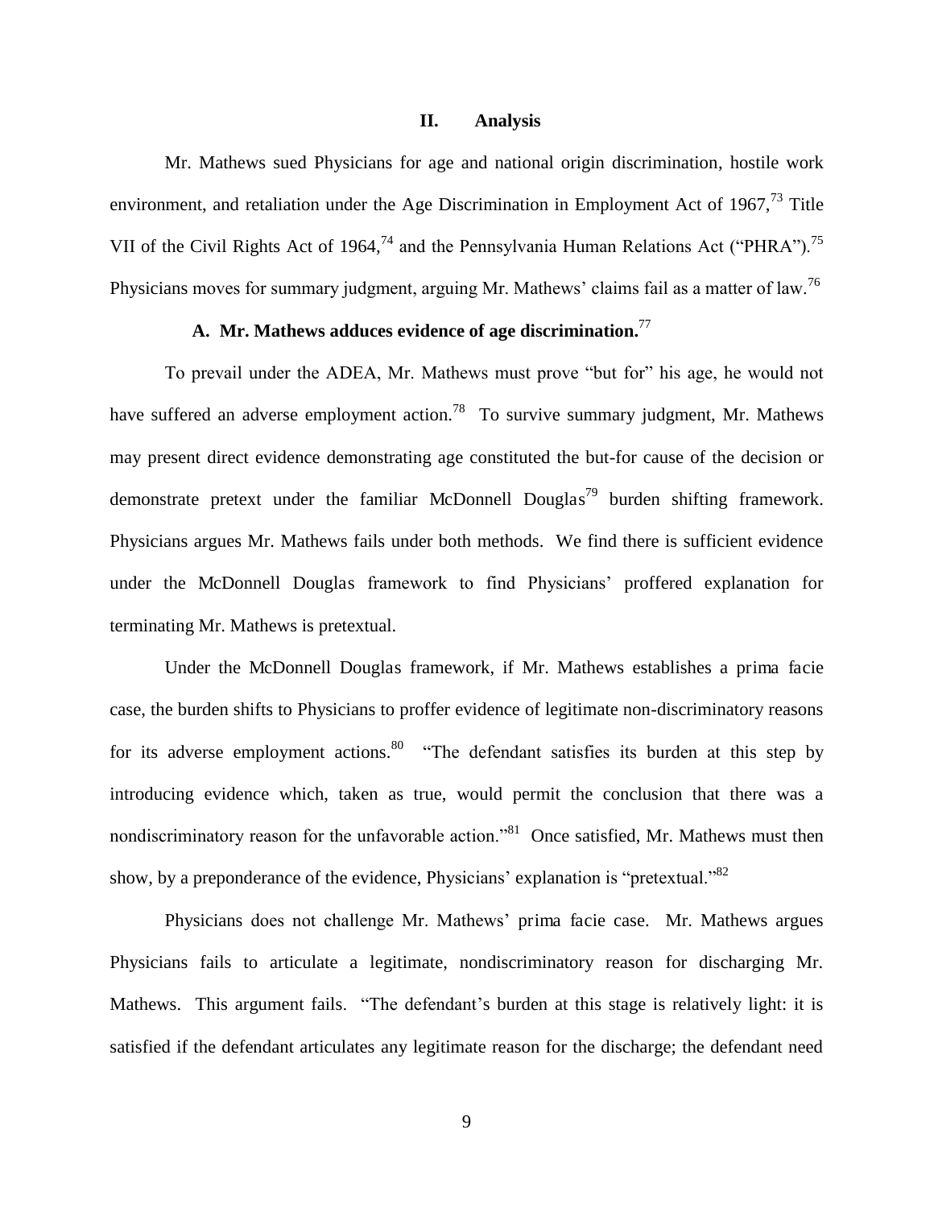## II. Analysis

Mr. Mathews sued Physicians for age and national origin discrimination, hostile work environment, and retaliation under the Age Discrimination in Employment Act of 1967,[73] Title VII of the Civil Rights Act of 1964,[74] and the Pennsylvania Human Relations Act ("PHRA").[75] Physicians moves for summary judgment, arguing Mr. Mathews' claims fail as a matter of law.[76]

### A. Mr. Mathews adduces evidence of age discrimination.[77]

To prevail under the ADEA, Mr. Mathews must prove "but for" his age, he would not have suffered an adverse employment action.[78] To survive summary judgment, Mr. Mathews may present direct evidence demonstrating age constituted the but-for cause of the decision or demonstrate pretext under the familiar McDonnell Douglas[79] burden shifting framework. Physicians argues Mr. Mathews fails under both methods. We find there is sufficient evidence under the McDonnell Douglas framework to find Physicians' proffered explanation for terminating Mr. Mathews is pretextual.

Under the McDonnell Douglas framework, if Mr. Mathews establishes a prima facie case, the burden shifts to Physicians to proffer evidence of legitimate non-discriminatory reasons for its adverse employment actions.[80] "The defendant satisfies its burden at this step by introducing evidence which, taken as true, would permit the conclusion that there was a nondiscriminatory reason for the unfavorable action."[81] Once satisfied, Mr. Mathews must then show, by a preponderance of the evidence, Physicians' explanation is "pretextual."[82]

Physicians does not challenge Mr. Mathews' prima facie case. Mr. Mathews argues Physicians fails to articulate a legitimate, nondiscriminatory reason for discharging Mr. Mathews. This argument fails. "The defendant's burden at this stage is relatively light: it is satisfied if the defendant articulates any legitimate reason for the discharge; the defendant need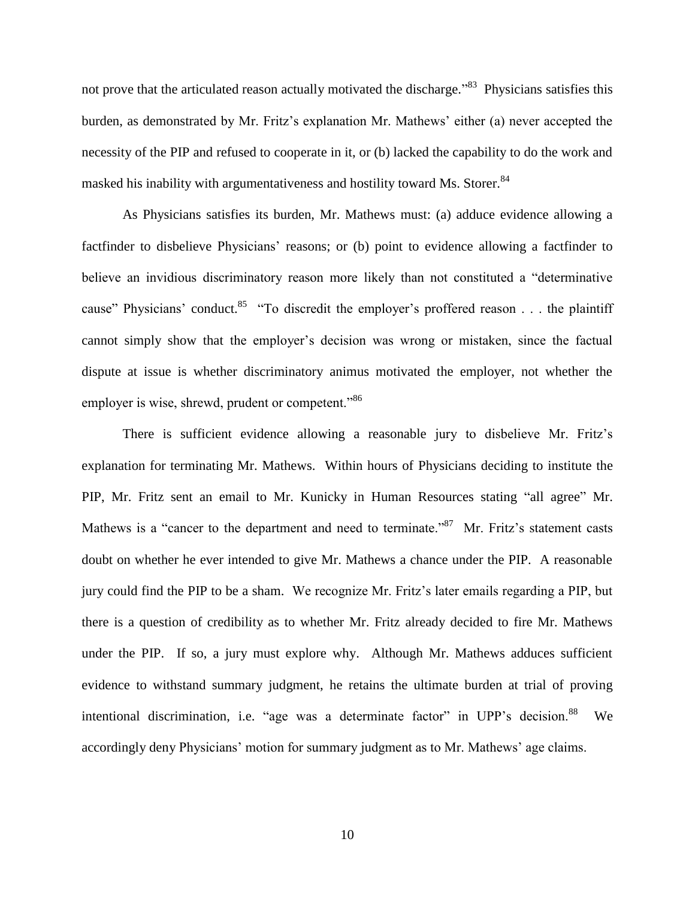not prove that the articulated reason actually motivated the discharge."[83] Physicians satisfies this burden, as demonstrated by Mr. Fritz's explanation Mr. Mathews' either (a) never accepted the necessity of the PIP and refused to cooperate in it, or (b) lacked the capability to do the work and masked his inability with argumentativeness and hostility toward Ms. Storer.[84]

As Physicians satisfies its burden, Mr. Mathews must: (a) adduce evidence allowing a factfinder to disbelieve Physicians' reasons; or (b) point to evidence allowing a factfinder to believe an invidious discriminatory reason more likely than not constituted a "determinative cause" Physicians' conduct.[85] "To discredit the employer's proffered reason . . . the plaintiff cannot simply show that the employer's decision was wrong or mistaken, since the factual dispute at issue is whether discriminatory animus motivated the employer, not whether the employer is wise, shrewd, prudent or competent."[86]

There is sufficient evidence allowing a reasonable jury to disbelieve Mr. Fritz's explanation for terminating Mr. Mathews. Within hours of Physicians deciding to institute the PIP, Mr. Fritz sent an email to Mr. Kunicky in Human Resources stating "all agree" Mr. Mathews is a "cancer to the department and need to terminate."[87] Mr. Fritz's statement casts doubt on whether he ever intended to give Mr. Mathews a chance under the PIP. A reasonable jury could find the PIP to be a sham. We recognize Mr. Fritz's later emails regarding a PIP, but there is a question of credibility as to whether Mr. Fritz already decided to fire Mr. Mathews under the PIP. If so, a jury must explore why. Although Mr. Mathews adduces sufficient evidence to withstand summary judgment, he retains the ultimate burden at trial of proving intentional discrimination, i.e. "age was a determinate factor" in UPP's decision.[88] We accordingly deny Physicians' motion for summary judgment as to Mr. Mathews' age claims.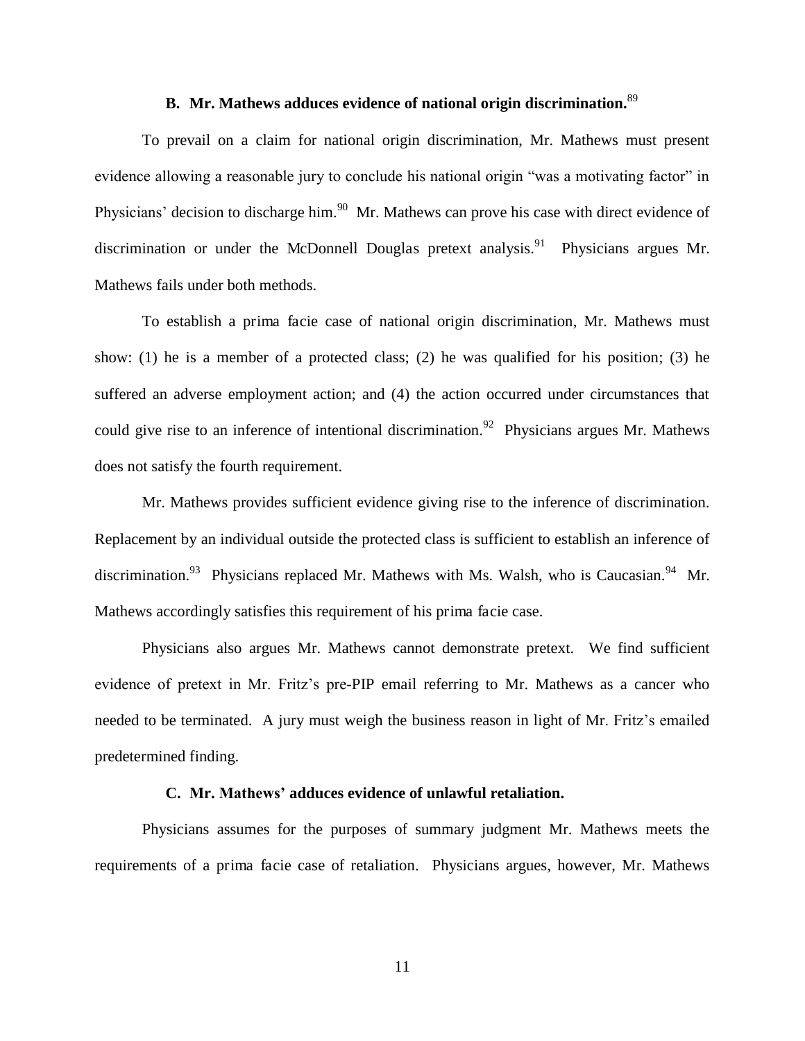### B. Mr. Mathews adduces evidence of national origin discrimination.[89]

To prevail on a claim for national origin discrimination, Mr. Mathews must present evidence allowing a reasonable jury to conclude his national origin "was a motivating factor" in Physicians' decision to discharge him.[90] Mr. Mathews can prove his case with direct evidence of discrimination or under the McDonnell Douglas pretext analysis.[91] Physicians argues Mr. Mathews fails under both methods.

To establish a prima facie case of national origin discrimination, Mr. Mathews must show: (1) he is a member of a protected class; (2) he was qualified for his position; (3) he suffered an adverse employment action; and (4) the action occurred under circumstances that could give rise to an inference of intentional discrimination.[92] Physicians argues Mr. Mathews does not satisfy the fourth requirement.

Mr. Mathews provides sufficient evidence giving rise to the inference of discrimination. Replacement by an individual outside the protected class is sufficient to establish an inference of discrimination.[93] Physicians replaced Mr. Mathews with Ms. Walsh, who is Caucasian.[94] Mr. Mathews accordingly satisfies this requirement of his prima facie case.

Physicians also argues Mr. Mathews cannot demonstrate pretext. We find sufficient evidence of pretext in Mr. Fritz's pre-PIP email referring to Mr. Mathews as a cancer who needed to be terminated. A jury must weigh the business reason in light of Mr. Fritz's emailed predetermined finding.

### C. Mr. Mathews' adduces evidence of unlawful retaliation.

Physicians assumes for the purposes of summary judgment Mr. Mathews meets the requirements of a prima facie case of retaliation. Physicians argues, however, Mr. Mathews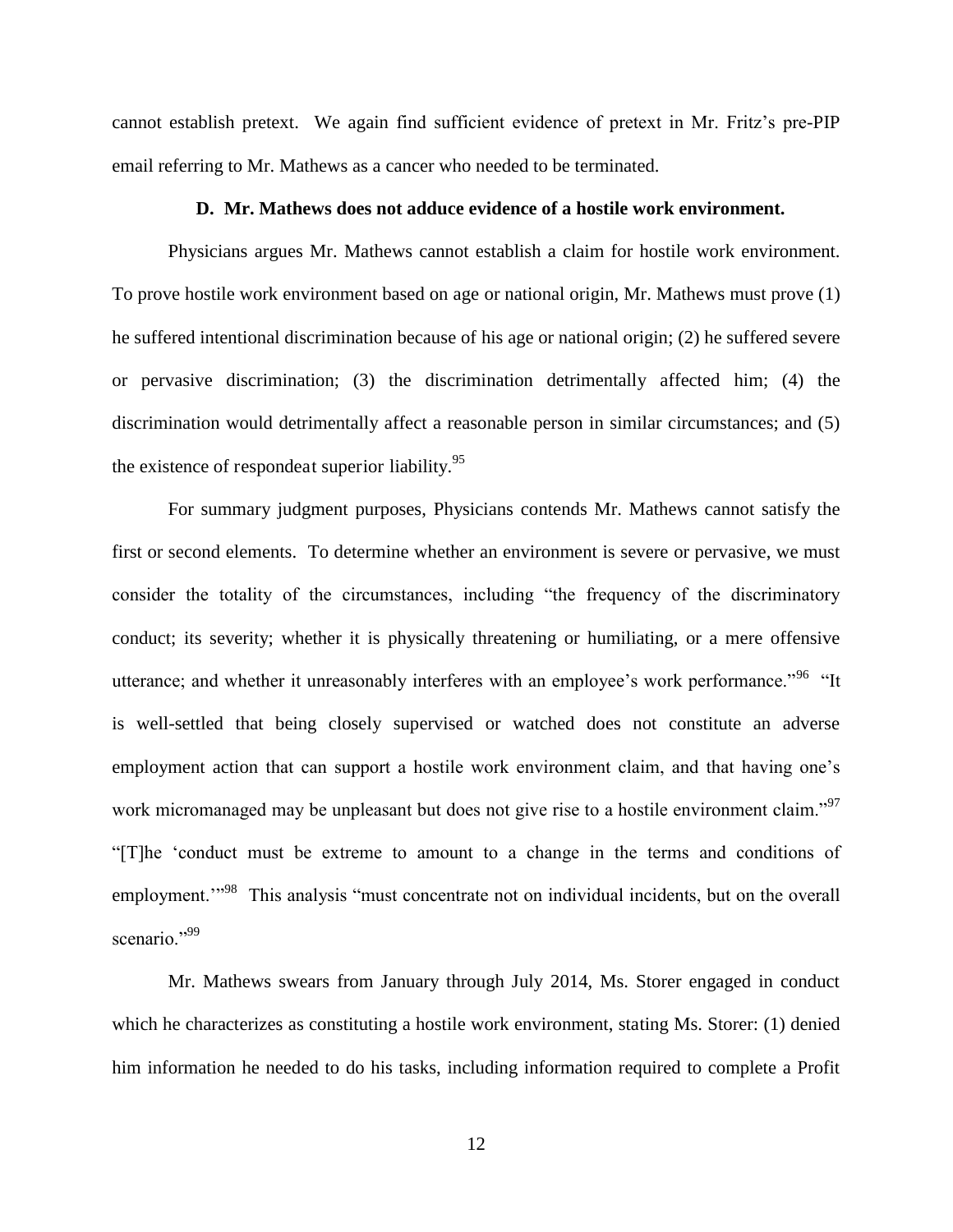cannot establish pretext. We again find sufficient evidence of pretext in Mr. Fritz's pre-PIP email referring to Mr. Mathews as a cancer who needed to be terminated.

### D. Mr. Mathews does not adduce evidence of a hostile work environment.

Physicians argues Mr. Mathews cannot establish a claim for hostile work environment. To prove hostile work environment based on age or national origin, Mr. Mathews must prove (1) he suffered intentional discrimination because of his age or national origin; (2) he suffered severe or pervasive discrimination; (3) the discrimination detrimentally affected him; (4) the discrimination would detrimentally affect a reasonable person in similar circumstances; and (5) the existence of respondeat superior liability.[95]

For summary judgment purposes, Physicians contends Mr. Mathews cannot satisfy the first or second elements. To determine whether an environment is severe or pervasive, we must consider the totality of the circumstances, including "the frequency of the discriminatory conduct; its severity; whether it is physically threatening or humiliating, or a mere offensive utterance; and whether it unreasonably interferes with an employee's work performance."[96] "It is well-settled that being closely supervised or watched does not constitute an adverse employment action that can support a hostile work environment claim, and that having one's work micromanaged may be unpleasant but does not give rise to a hostile environment claim."[97] "[T]he 'conduct must be extreme to amount to a change in the terms and conditions of employment.'"[98] This analysis "must concentrate not on individual incidents, but on the overall scenario."[99]

Mr. Mathews swears from January through July 2014, Ms. Storer engaged in conduct which he characterizes as constituting a hostile work environment, stating Ms. Storer: (1) denied him information he needed to do his tasks, including information required to complete a Profit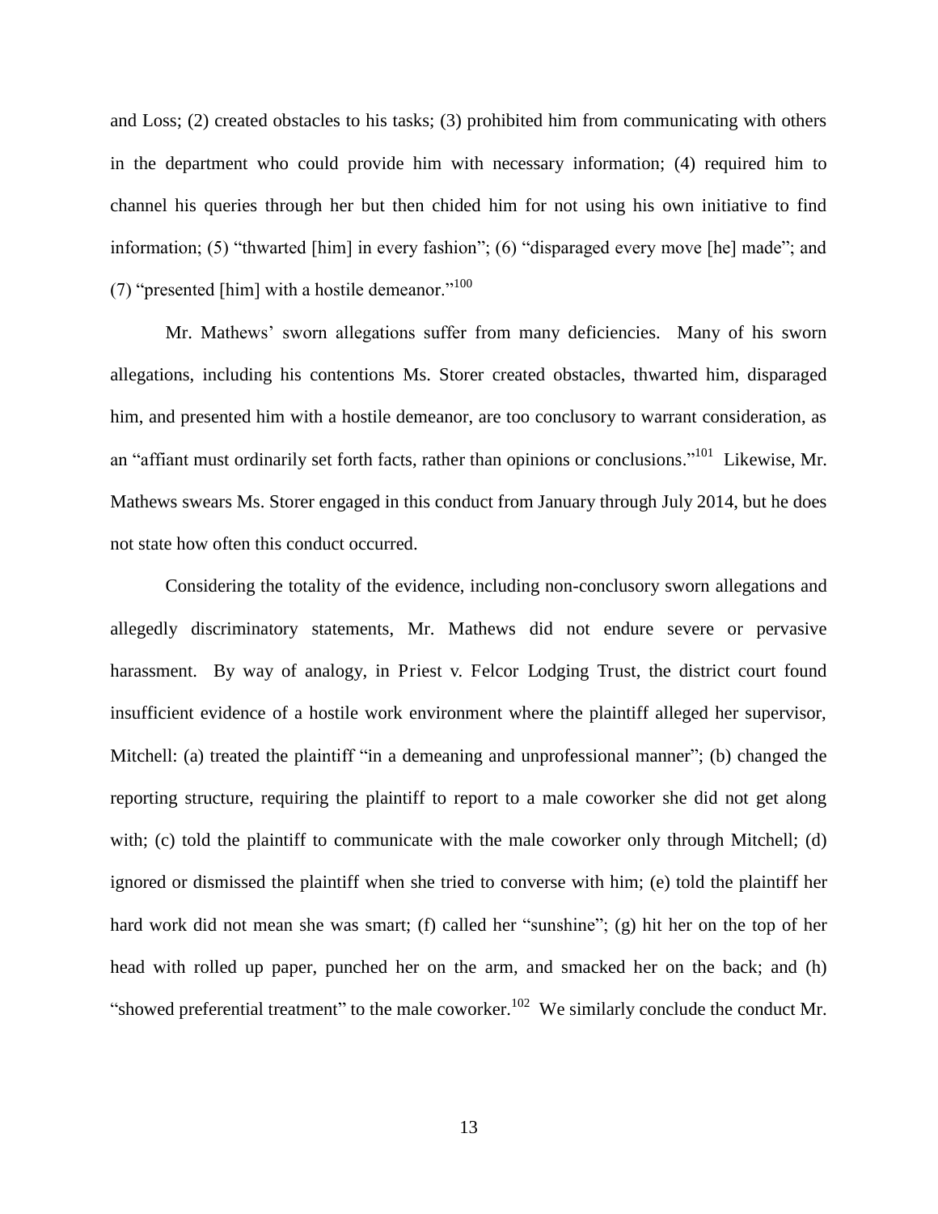and Loss; (2) created obstacles to his tasks; (3) prohibited him from communicating with others in the department who could provide him with necessary information; (4) required him to channel his queries through her but then chided him for not using his own initiative to find information; (5) "thwarted [him] in every fashion"; (6) "disparaged every move [he] made"; and (7) "presented [him] with a hostile demeanor."[100]

Mr. Mathews' sworn allegations suffer from many deficiencies. Many of his sworn allegations, including his contentions Ms. Storer created obstacles, thwarted him, disparaged him, and presented him with a hostile demeanor, are too conclusory to warrant consideration, as an "affiant must ordinarily set forth facts, rather than opinions or conclusions."[101] Likewise, Mr. Mathews swears Ms. Storer engaged in this conduct from January through July 2014, but he does not state how often this conduct occurred.

Considering the totality of the evidence, including non-conclusory sworn allegations and allegedly discriminatory statements, Mr. Mathews did not endure severe or pervasive harassment. By way of analogy, in Priest v. Felcor Lodging Trust, the district court found insufficient evidence of a hostile work environment where the plaintiff alleged her supervisor, Mitchell: (a) treated the plaintiff "in a demeaning and unprofessional manner"; (b) changed the reporting structure, requiring the plaintiff to report to a male coworker she did not get along with; (c) told the plaintiff to communicate with the male coworker only through Mitchell; (d) ignored or dismissed the plaintiff when she tried to converse with him; (e) told the plaintiff her hard work did not mean she was smart; (f) called her "sunshine"; (g) hit her on the top of her head with rolled up paper, punched her on the arm, and smacked her on the back; and (h) "showed preferential treatment" to the male coworker.[102] We similarly conclude the conduct Mr.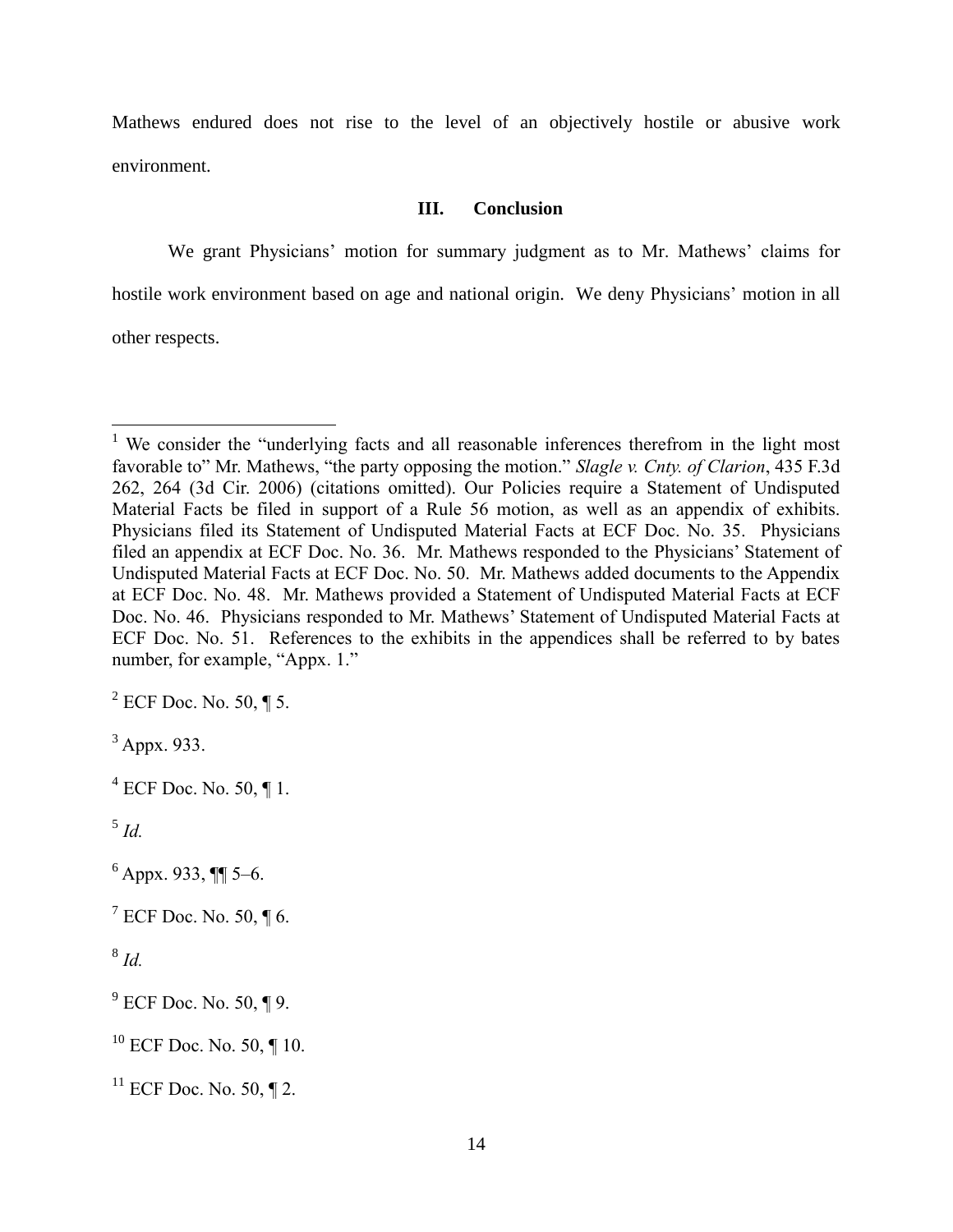Mathews endured does not rise to the level of an objectively hostile or abusive work environment.

## III. Conclusion

We grant Physicians' motion for summary judgment as to Mr. Mathews' claims for hostile work environment based on age and national origin. We deny Physicians' motion in all other respects.

---

[1] We consider the "underlying facts and all reasonable inferences therefrom in the light most favorable to" Mr. Mathews, "the party opposing the motion." *Slagle v. Cnty. of Clarion*, 435 F.3d 262, 264 (3d Cir. 2006) (citations omitted). Our Policies require a Statement of Undisputed Material Facts be filed in support of a Rule 56 motion, as well as an appendix of exhibits. Physicians filed its Statement of Undisputed Material Facts at ECF Doc. No. 35. Physicians filed an appendix at ECF Doc. No. 36. Mr. Mathews responded to the Physicians' Statement of Undisputed Material Facts at ECF Doc. No. 50. Mr. Mathews added documents to the Appendix at ECF Doc. No. 48. Mr. Mathews provided a Statement of Undisputed Material Facts at ECF Doc. No. 46. Physicians responded to Mr. Mathews' Statement of Undisputed Material Facts at ECF Doc. No. 51. References to the exhibits in the appendices shall be referred to by bates number, for example, "Appx. 1."

[2] ECF Doc. No. 50, ¶ 5.

[3] Appx. 933.

[4] ECF Doc. No. 50, ¶ 1.

[5] *Id.*

[6] Appx. 933, ¶¶ 5–6.

[7] ECF Doc. No. 50, ¶ 6.

[8] *Id.*

[9] ECF Doc. No. 50, ¶ 9.

[10] ECF Doc. No. 50, ¶ 10.

[11] ECF Doc. No. 50, ¶ 2.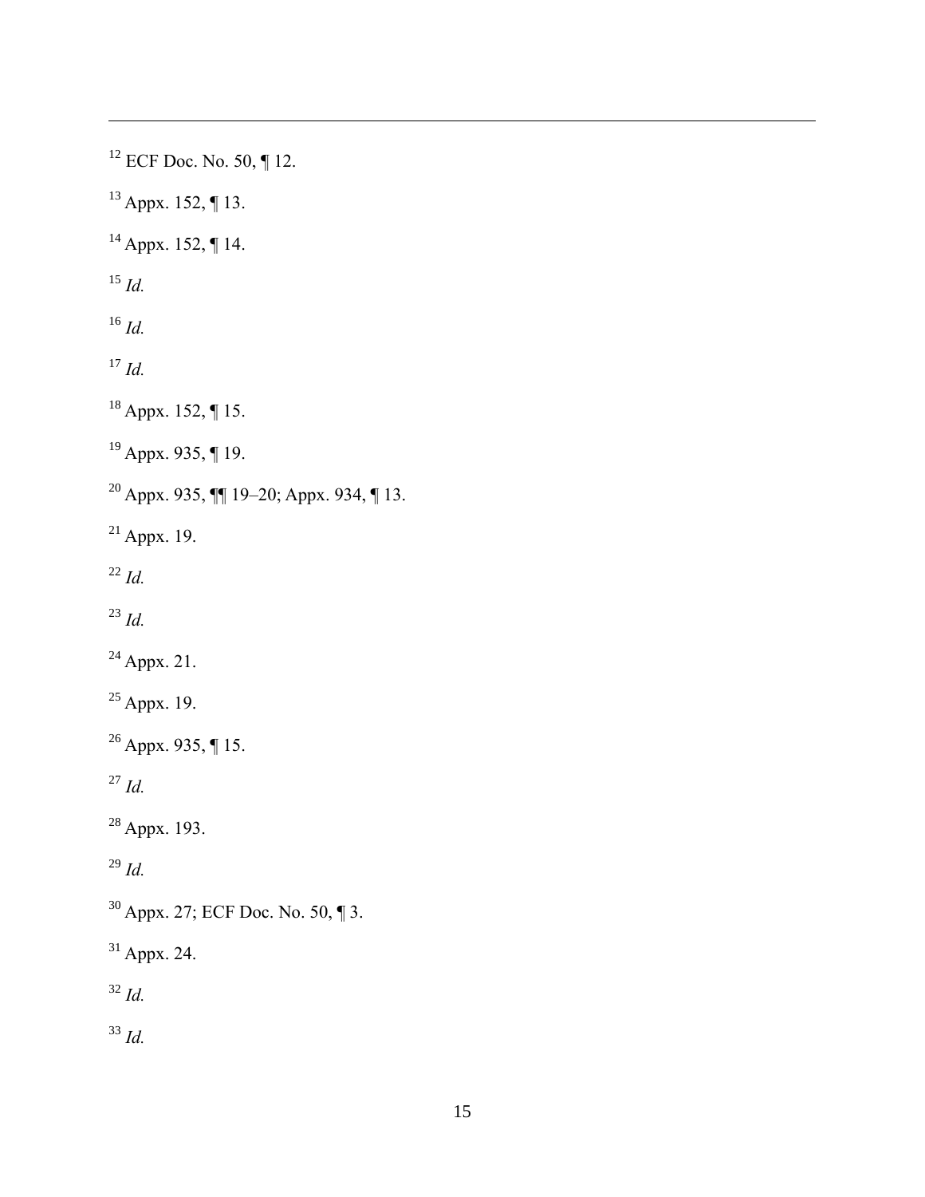---

[12] ECF Doc. No. 50, ¶ 12.

[13] Appx. 152, ¶ 13.

[14] Appx. 152, ¶ 14.

[15] *Id.*

[16] *Id.*

[17] *Id.*

[18] Appx. 152, ¶ 15.

[19] Appx. 935, ¶ 19.

[20] Appx. 935, ¶¶ 19–20; Appx. 934, ¶ 13.

[21] Appx. 19.

[22] *Id.*

[23] *Id.*

[24] Appx. 21.

[25] Appx. 19.

[26] Appx. 935, ¶ 15.

[27] *Id.*

[28] Appx. 193.

[29] *Id.*

[30] Appx. 27; ECF Doc. No. 50, ¶ 3.

[31] Appx. 24.

[32] *Id.*

[33] *Id.*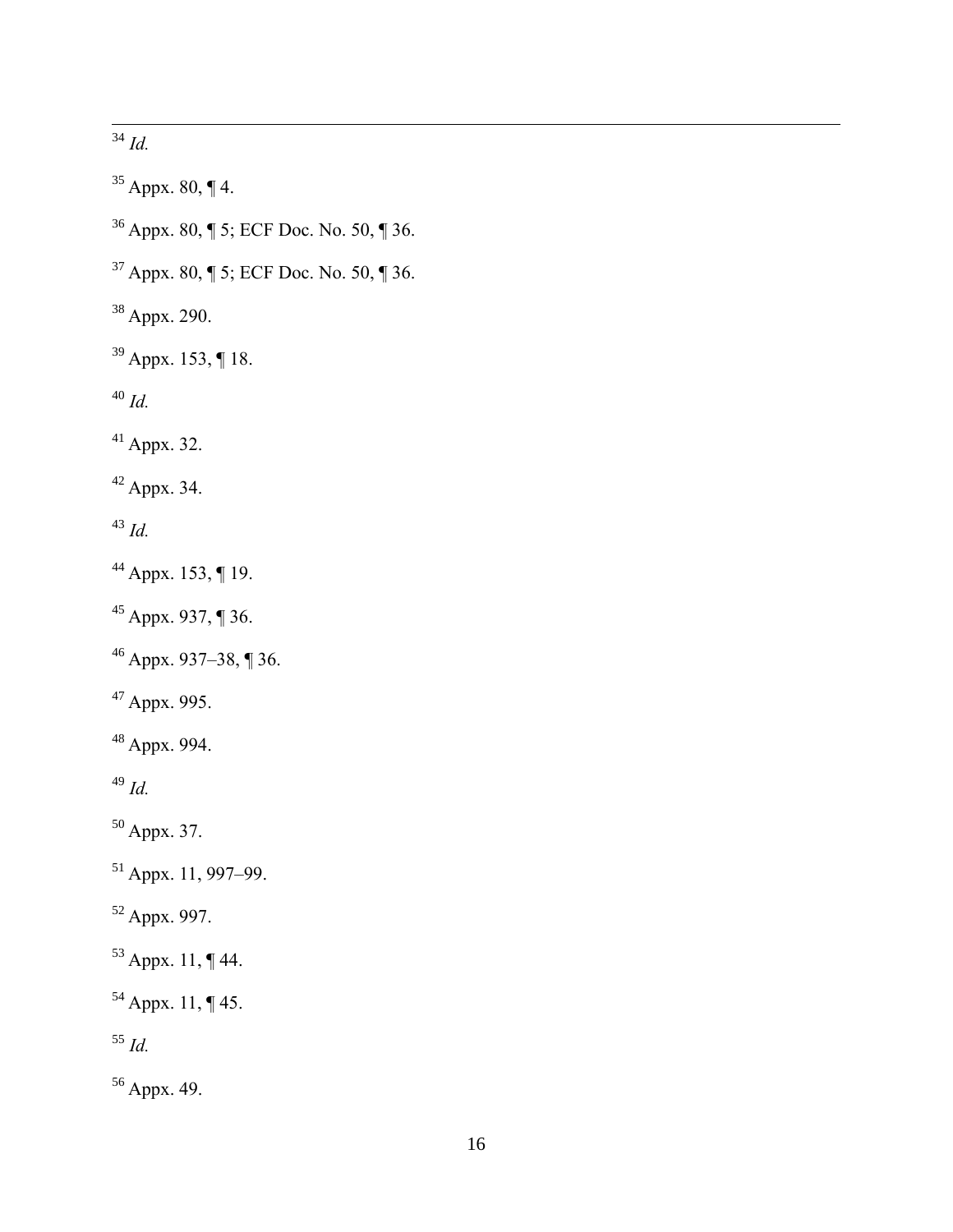[34] *Id.*

[35] Appx. 80, ¶ 4.

[36] Appx. 80, ¶ 5; ECF Doc. No. 50, ¶ 36.

[37] Appx. 80, ¶ 5; ECF Doc. No. 50, ¶ 36.

[38] Appx. 290.

[39] Appx. 153, ¶ 18.

[40] *Id.*

[41] Appx. 32.

[42] Appx. 34.

[43] *Id.*

[44] Appx. 153, ¶ 19.

[45] Appx. 937, ¶ 36.

[46] Appx. 937–38, ¶ 36.

[47] Appx. 995.

[48] Appx. 994.

[49] *Id.*

[50] Appx. 37.

[51] Appx. 11, 997–99.

[52] Appx. 997.

[53] Appx. 11, ¶ 44.

[54] Appx. 11, ¶ 45.

[55] *Id.*

[56] Appx. 49.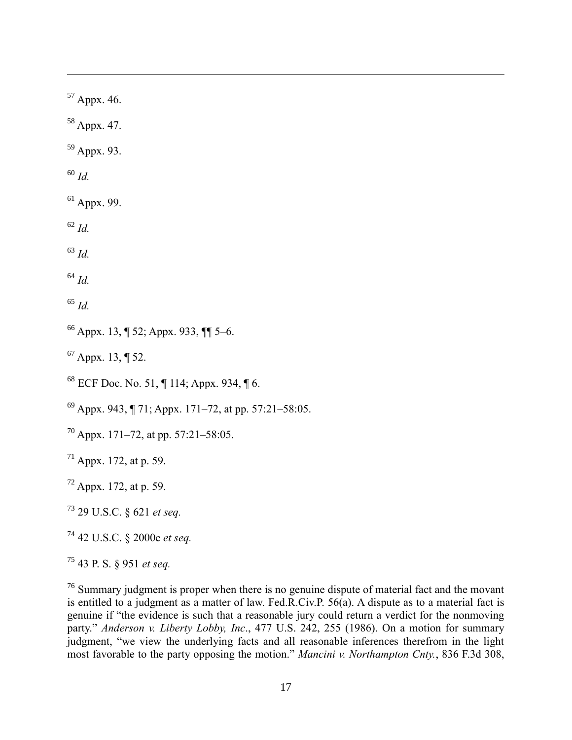[57] Appx. 46.

[58] Appx. 47.

[59] Appx. 93.

[60] *Id.*

[61] Appx. 99.

[62] *Id.*

[63] *Id.*

[64] *Id.*

[65] *Id.*

[66] Appx. 13, ¶ 52; Appx. 933, ¶¶ 5–6.

[67] Appx. 13, ¶ 52.

[68] ECF Doc. No. 51, ¶ 114; Appx. 934, ¶ 6.

[69] Appx. 943, ¶ 71; Appx. 171–72, at pp. 57:21–58:05.

[70] Appx. 171–72, at pp. 57:21–58:05.

[71] Appx. 172, at p. 59.

[72] Appx. 172, at p. 59.

[73] 29 U.S.C. § 621 *et seq.*

[74] 42 U.S.C. § 2000e *et seq.*

[75] 43 P. S. § 951 *et seq.*

[76] Summary judgment is proper when there is no genuine dispute of material fact and the movant is entitled to a judgment as a matter of law. Fed.R.Civ.P. 56(a). A dispute as to a material fact is genuine if "the evidence is such that a reasonable jury could return a verdict for the nonmoving party." *Anderson v. Liberty Lobby, Inc*., 477 U.S. 242, 255 (1986). On a motion for summary judgment, "we view the underlying facts and all reasonable inferences therefrom in the light most favorable to the party opposing the motion." *Mancini v. Northampton Cnty.*, 836 F.3d 308,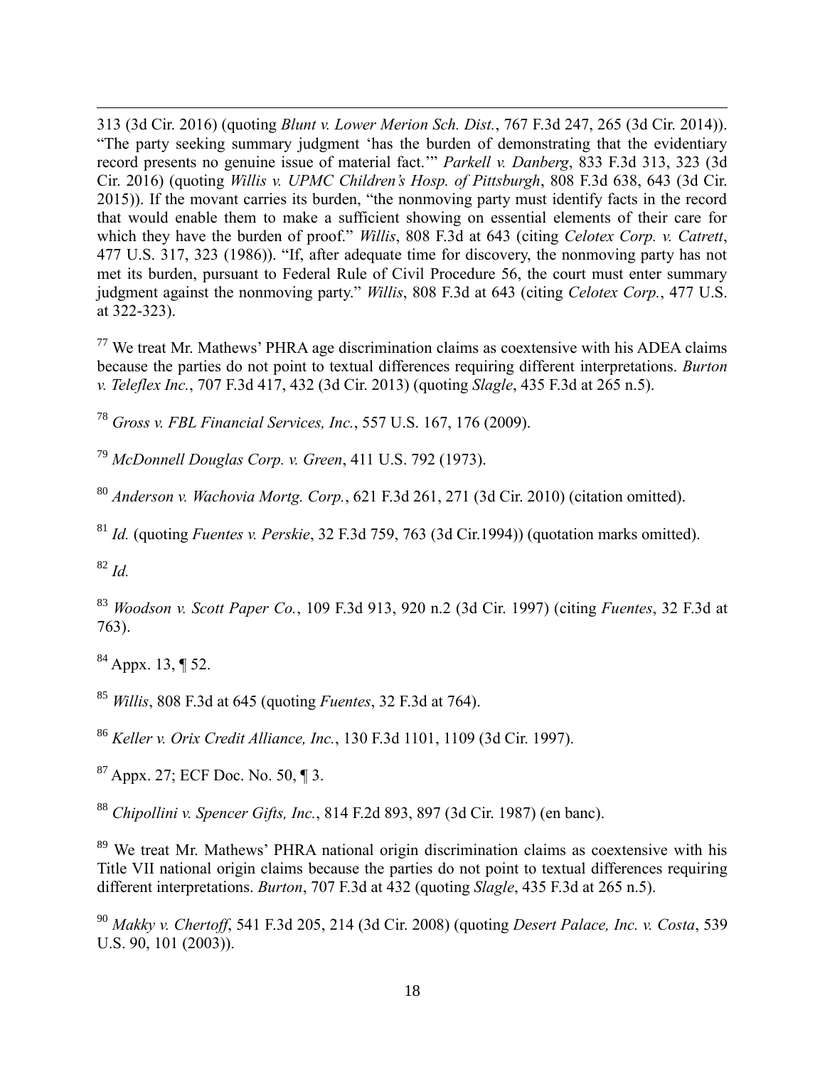313 (3d Cir. 2016) (quoting *Blunt v. Lower Merion Sch. Dist.*, 767 F.3d 247, 265 (3d Cir. 2014)). "The party seeking summary judgment 'has the burden of demonstrating that the evidentiary record presents no genuine issue of material fact.'" *Parkell v. Danberg*, 833 F.3d 313, 323 (3d Cir. 2016) (quoting *Willis v. UPMC Children's Hosp. of Pittsburgh*, 808 F.3d 638, 643 (3d Cir. 2015)). If the movant carries its burden, "the nonmoving party must identify facts in the record that would enable them to make a sufficient showing on essential elements of their care for which they have the burden of proof." *Willis*, 808 F.3d at 643 (citing *Celotex Corp. v. Catrett*, 477 U.S. 317, 323 (1986)). "If, after adequate time for discovery, the nonmoving party has not met its burden, pursuant to Federal Rule of Civil Procedure 56, the court must enter summary judgment against the nonmoving party." *Willis*, 808 F.3d at 643 (citing *Celotex Corp.*, 477 U.S. at 322-323).

[77] We treat Mr. Mathews' PHRA age discrimination claims as coextensive with his ADEA claims because the parties do not point to textual differences requiring different interpretations. *Burton v. Teleflex Inc.*, 707 F.3d 417, 432 (3d Cir. 2013) (quoting *Slagle*, 435 F.3d at 265 n.5).

[78] *Gross v. FBL Financial Services, Inc.*, 557 U.S. 167, 176 (2009).

[79] *McDonnell Douglas Corp. v. Green*, 411 U.S. 792 (1973).

[80] *Anderson v. Wachovia Mortg. Corp.*, 621 F.3d 261, 271 (3d Cir. 2010) (citation omitted).

[81] *Id.* (quoting *Fuentes v. Perskie*, 32 F.3d 759, 763 (3d Cir.1994)) (quotation marks omitted).

[82] *Id.*

[83] *Woodson v. Scott Paper Co.*, 109 F.3d 913, 920 n.2 (3d Cir. 1997) (citing *Fuentes*, 32 F.3d at 763).

[84] Appx. 13, ¶ 52.

[85] *Willis*, 808 F.3d at 645 (quoting *Fuentes*, 32 F.3d at 764).

[86] *Keller v. Orix Credit Alliance, Inc.*, 130 F.3d 1101, 1109 (3d Cir. 1997).

[87] Appx. 27; ECF Doc. No. 50, ¶ 3.

[88] *Chipollini v. Spencer Gifts, Inc.*, 814 F.2d 893, 897 (3d Cir. 1987) (en banc).

[89] We treat Mr. Mathews' PHRA national origin discrimination claims as coextensive with his Title VII national origin claims because the parties do not point to textual differences requiring different interpretations. *Burton*, 707 F.3d at 432 (quoting *Slagle*, 435 F.3d at 265 n.5).

[90] *Makky v. Chertoff*, 541 F.3d 205, 214 (3d Cir. 2008) (quoting *Desert Palace, Inc. v. Costa*, 539 U.S. 90, 101 (2003)).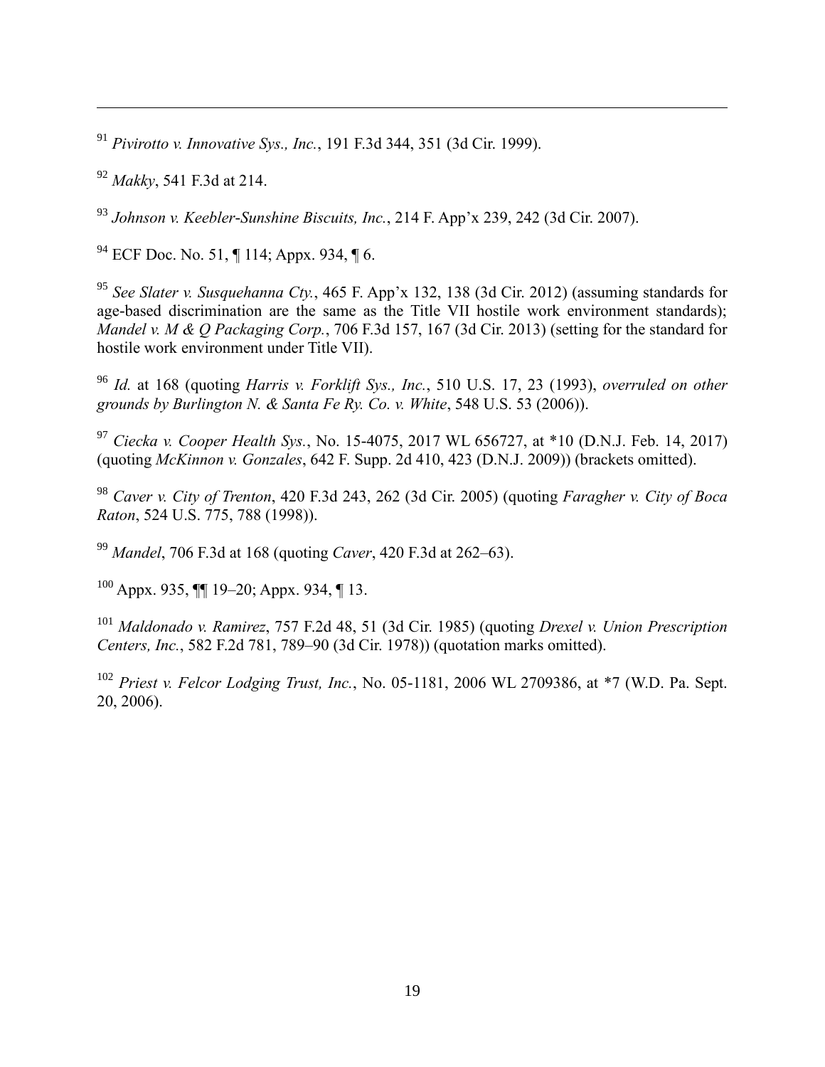[91] *Pivirotto v. Innovative Sys., Inc.*, 191 F.3d 344, 351 (3d Cir. 1999).

[92] *Makky*, 541 F.3d at 214.

[93] *Johnson v. Keebler-Sunshine Biscuits, Inc.*, 214 F. App'x 239, 242 (3d Cir. 2007).

[94] ECF Doc. No. 51, ¶ 114; Appx. 934, ¶ 6.

[95] *See Slater v. Susquehanna Cty.*, 465 F. App'x 132, 138 (3d Cir. 2012) (assuming standards for age-based discrimination are the same as the Title VII hostile work environment standards); *Mandel v. M & Q Packaging Corp.*, 706 F.3d 157, 167 (3d Cir. 2013) (setting for the standard for hostile work environment under Title VII).

[96] *Id.* at 168 (quoting *Harris v. Forklift Sys., Inc.*, 510 U.S. 17, 23 (1993), *overruled on other grounds by Burlington N. & Santa Fe Ry. Co. v. White*, 548 U.S. 53 (2006)).

[97] *Ciecka v. Cooper Health Sys.*, No. 15-4075, 2017 WL 656727, at *10 (D.N.J. Feb. 14, 2017) (quoting *McKinnon v. Gonzales*, 642 F. Supp. 2d 410, 423 (D.N.J. 2009)) (brackets omitted).

[98] *Caver v. City of Trenton*, 420 F.3d 243, 262 (3d Cir. 2005) (quoting *Faragher v. City of Boca Raton*, 524 U.S. 775, 788 (1998)).

[99] *Mandel*, 706 F.3d at 168 (quoting *Caver*, 420 F.3d at 262–63).

[100] Appx. 935, ¶¶ 19–20; Appx. 934, ¶ 13.

[101] *Maldonado v. Ramirez*, 757 F.2d 48, 51 (3d Cir. 1985) (quoting *Drexel v. Union Prescription Centers, Inc.*, 582 F.2d 781, 789–90 (3d Cir. 1978)) (quotation marks omitted).

[102] *Priest v. Felcor Lodging Trust, Inc.*, No. 05-1181, 2006 WL 2709386, at *7 (W.D. Pa. Sept. 20, 2006).